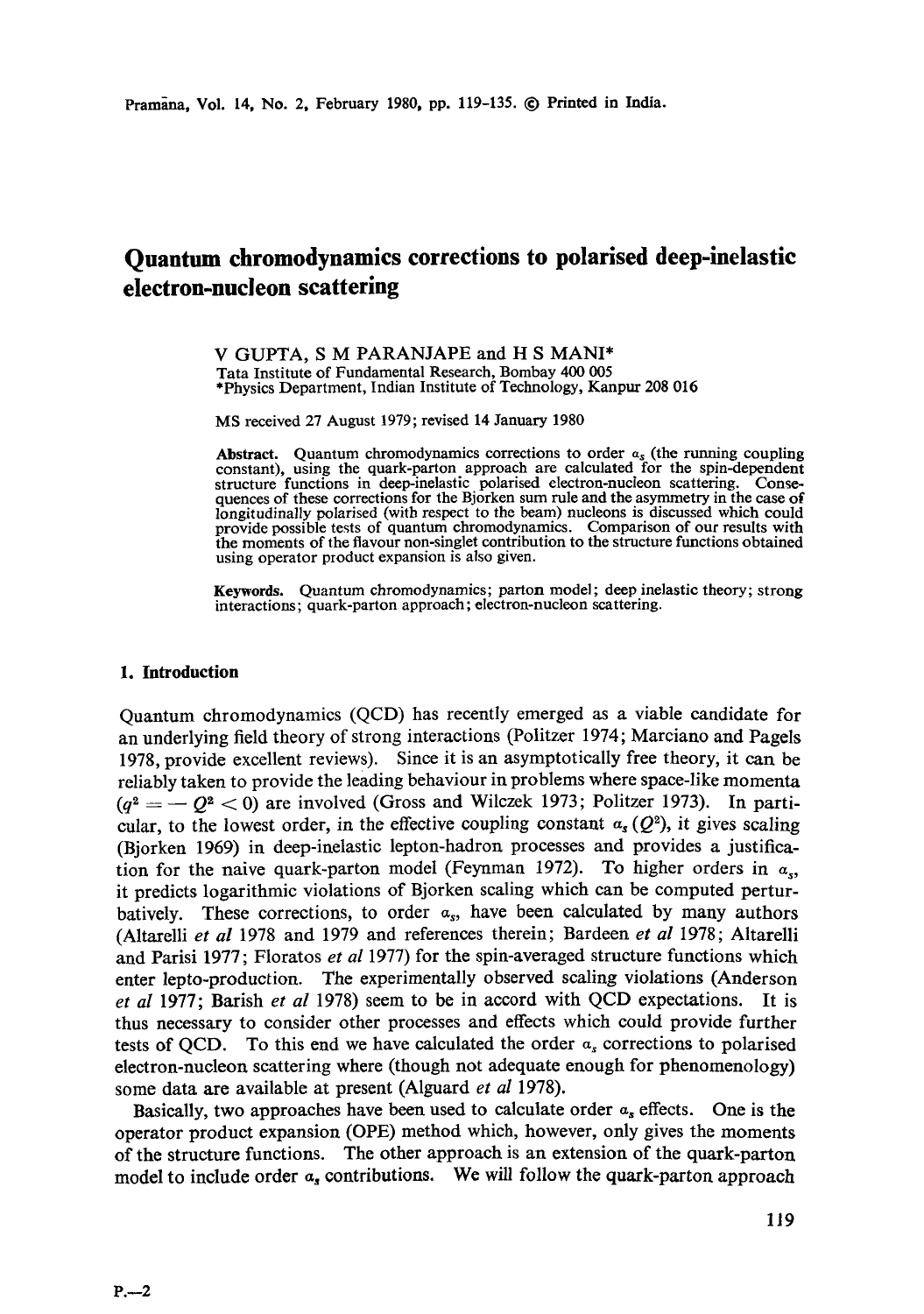# Quantum chromodynamics corrections to polarised deep-inelastic electron-nucleon scattering

V GUPTA, S M PARANJAPE and H S MANI*

Tata Institute of Fundamental Research, Bombay 400 005

*Physics Department, Indian Institute of Technology, Kanpur 208 016

MS received 27 August 1979; revised 14 January 1980

**Abstract.** Quantum chromodynamics corrections to order $\alpha_s$ (the running coupling constant), using the quark-parton approach are calculated for the spin-dependent structure functions in deep-inelastic polarised electron-nucleon scattering. Consequences of these corrections for the Bjorken sum rule and the asymmetry in the case of longitudinally polarised (with respect to the beam) nucleons is discussed which could provide possible tests of quantum chromodynamics. Comparison of our results with the moments of the flavour non-singlet contribution to the structure functions obtained using operator product expansion is also given.

**Keywords.** Quantum chromodynamics; parton model; deep inelastic theory; strong interactions; quark-parton approach; electron-nucleon scattering.

## 1. Introduction

Quantum chromodynamics (QCD) has recently emerged as a viable candidate for an underlying field theory of strong interactions (Politzer 1974; Marciano and Pagels 1978, provide excellent reviews). Since it is an asymptotically free theory, it can be reliably taken to provide the leading behaviour in problems where space-like momenta ($q^2 = -Q^2 < 0$) are involved (Gross and Wilczek 1973; Politzer 1973). In particular, to the lowest order, in the effective coupling constant $\alpha_s(Q^2)$, it gives scaling (Bjorken 1969) in deep-inelastic lepton-hadron processes and provides a justification for the naive quark-parton model (Feynman 1972). To higher orders in $\alpha_s$, it predicts logarithmic violations of Bjorken scaling which can be computed perturbatively. These corrections, to order $\alpha_s$, have been calculated by many authors (Altarelli *et al* 1978 and 1979 and references therein; Bardeen *et al* 1978; Altarelli and Parisi 1977; Floratos *et al* 1977) for the spin-averaged structure functions which enter lepto-production. The experimentally observed scaling violations (Anderson *et al* 1977; Barish *et al* 1978) seem to be in accord with QCD expectations. It is thus necessary to consider other processes and effects which could provide further tests of QCD. To this end we have calculated the order $\alpha_s$ corrections to polarised electron-nucleon scattering where (though not adequate enough for phenomenology) some data are available at present (Alguard *et al* 1978).

Basically, two approaches have been used to calculate order $\alpha_s$ effects. One is the operator product expansion (OPE) method which, however, only gives the moments of the structure functions. The other approach is an extension of the quark-parton model to include order $\alpha_s$ contributions. We will follow the quark-parton approach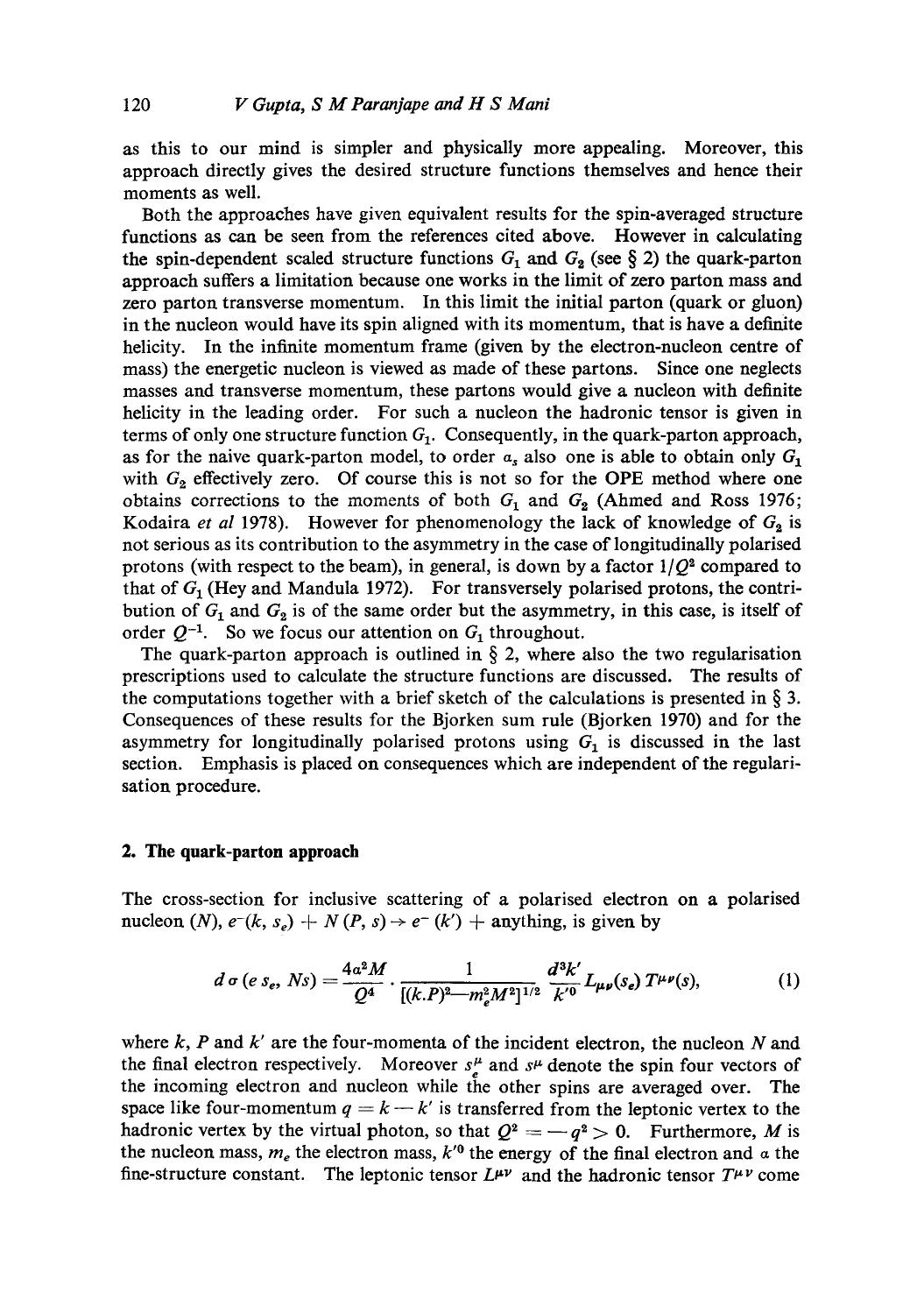as this to our mind is simpler and physically more appealing. Moreover, this approach directly gives the desired structure functions themselves and hence their moments as well.

Both the approaches have given equivalent results for the spin-averaged structure functions as can be seen from the references cited above. However in calculating the spin-dependent scaled structure functions $G_1$ and $G_2$ (see § 2) the quark-parton approach suffers a limitation because one works in the limit of zero parton mass and zero parton transverse momentum. In this limit the initial parton (quark or gluon) in the nucleon would have its spin aligned with its momentum, that is have a definite helicity. In the infinite momentum frame (given by the electron-nucleon centre of mass) the energetic nucleon is viewed as made of these partons. Since one neglects masses and transverse momentum, these partons would give a nucleon with definite helicity in the leading order. For such a nucleon the hadronic tensor is given in terms of only one structure function $G_1$. Consequently, in the quark-parton approach, as for the naive quark-parton model, to order $\alpha_s$ also one is able to obtain only $G_1$ with $G_2$ effectively zero. Of course this is not so for the OPE method where one obtains corrections to the moments of both $G_1$ and $G_2$ (Ahmed and Ross 1976; Kodaira *et al* 1978). However for phenomenology the lack of knowledge of $G_2$ is not serious as its contribution to the asymmetry in the case of longitudinally polarised protons (with respect to the beam), in general, is down by a factor $1/Q^2$ compared to that of $G_1$ (Hey and Mandula 1972). For transversely polarised protons, the contribution of $G_1$ and $G_2$ is of the same order but the asymmetry, in this case, is itself of order $Q^{-1}$. So we focus our attention on $G_1$ throughout.

The quark-parton approach is outlined in § 2, where also the two regularisation prescriptions used to calculate the structure functions are discussed. The results of the computations together with a brief sketch of the calculations is presented in § 3. Consequences of these results for the Bjorken sum rule (Bjorken 1970) and for the asymmetry for longitudinally polarised protons using $G_1$ is discussed in the last section. Emphasis is placed on consequences which are independent of the regularisation procedure.

## 2. The quark-parton approach

The cross-section for inclusive scattering of a polarised electron on a polarised nucleon ($N$), $e^-(k, s_e) + N(P, s) \rightarrow e^-(k')$ + anything, is given by

$$d\sigma(e\, s_e, Ns) = \frac{4\alpha^2 M}{Q^4} \cdot \frac{1}{[(k.P)^2 - m_e^2 M^2]^{1/2}} \frac{d^3k'}{k'^0} L_{\mu\nu}(s_e)\, T^{\mu\nu}(s), \tag{1}$$

where $k$, $P$ and $k'$ are the four-momenta of the incident electron, the nucleon $N$ and the final electron respectively. Moreover $s_e^\mu$ and $s^\mu$ denote the spin four vectors of the incoming electron and nucleon while the other spins are averaged over. The space like four-momentum $q = k - k'$ is transferred from the leptonic vertex to the hadronic vertex by the virtual photon, so that $Q^2 = -q^2 > 0$. Furthermore, $M$ is the nucleon mass, $m_e$ the electron mass, $k'^0$ the energy of the final electron and $\alpha$ the fine-structure constant. The leptonic tensor $L^{\mu\nu}$ and the hadronic tensor $T^{\mu\nu}$ come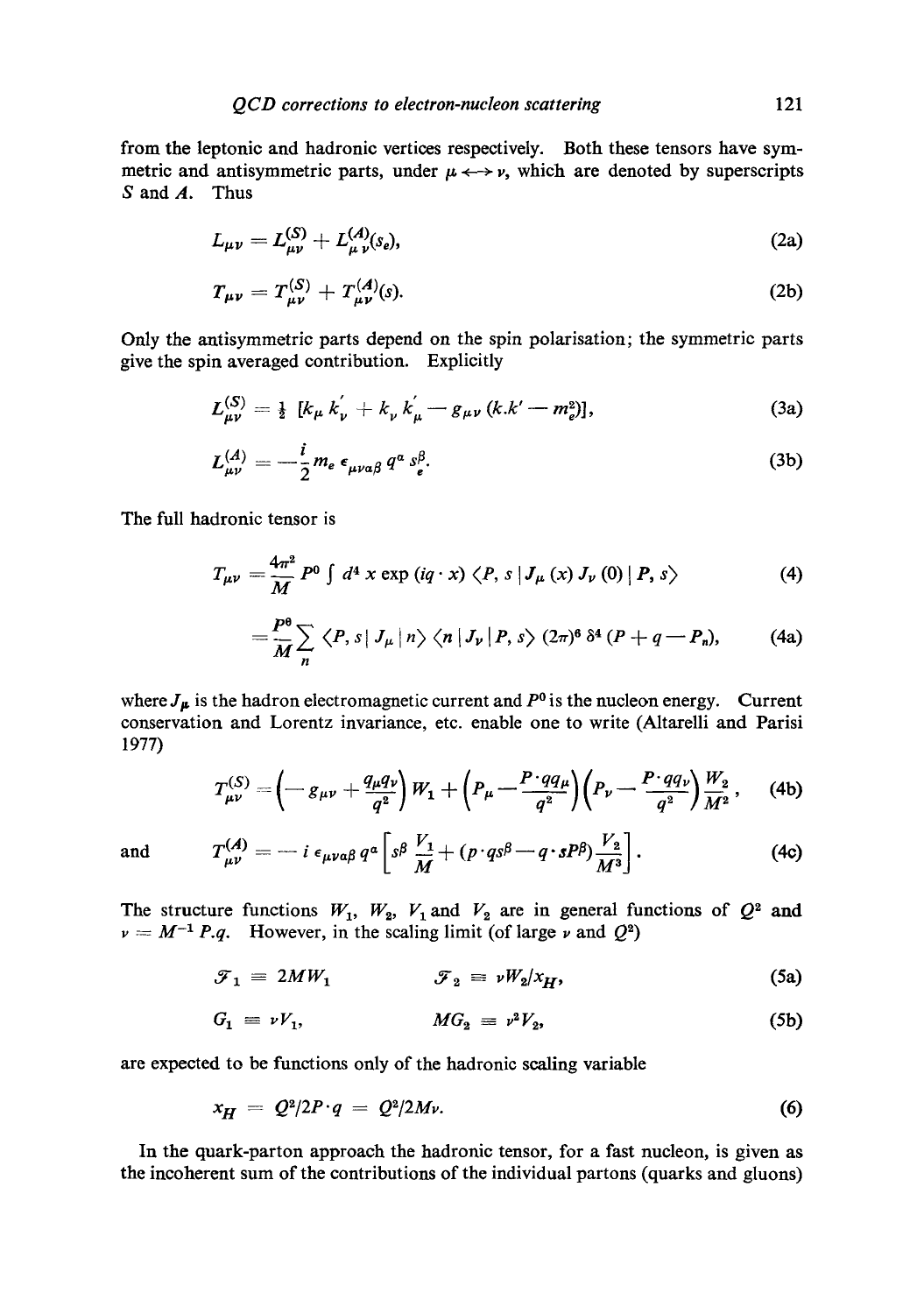from the leptonic and hadronic vertices respectively. Both these tensors have symmetric and antisymmetric parts, under $\mu \longleftrightarrow \nu$, which are denoted by superscripts $S$ and $A$. Thus

$$L_{\mu\nu} = L^{(S)}_{\mu\nu} + L^{(A)}_{\mu\nu}(s_e), \tag{2a}$$

$$T_{\mu\nu} = T^{(S)}_{\mu\nu} + T^{(A)}_{\mu\nu}(s). \tag{2b}$$

Only the antisymmetric parts depend on the spin polarisation; the symmetric parts give the spin averaged contribution. Explicitly

$$L^{(S)}_{\mu\nu} = \tfrac{1}{2}\,[k_\mu k'_\nu + k_\nu k'_\mu - g_{\mu\nu}(k.k' - m_e^2)], \tag{3a}$$

$$L^{(A)}_{\mu\nu} = -\frac{i}{2} m_e\, \epsilon_{\mu\nu\alpha\beta}\, q^\alpha s^\beta_e. \tag{3b}$$

The full hadronic tensor is

$$T_{\mu\nu} = \frac{4\pi^2}{M} P^0 \int d^4 x \exp(iq\cdot x)\,\langle P, s\,|\, J_\mu(x) J_\nu(0)\,|\, P, s\rangle \tag{4}$$

$$= \frac{P^0}{M} \sum_n \langle P, s\,|\, J_\mu\,|\, n\rangle \langle n\,|\, J_\nu\,|\, P, s\rangle\, (2\pi)^6\, \delta^4(P + q - P_n), \tag{4a}$$

where $J_\mu$ is the hadron electromagnetic current and $P^0$ is the nucleon energy. Current conservation and Lorentz invariance, etc. enable one to write (Altarelli and Parisi 1977)

$$T^{(S)}_{\mu\nu} = \left(-g_{\mu\nu} + \frac{q_\mu q_\nu}{q^2}\right) W_1 + \left(P_\mu - \frac{P\cdot q q_\mu}{q^2}\right)\left(P_\nu - \frac{P\cdot q q_\nu}{q^2}\right)\frac{W_2}{M^2}, \tag{4b}$$

and

$$T^{(A)}_{\mu\nu} = -\, i\, \epsilon_{\mu\nu\alpha\beta}\, q^\alpha \left[ s^\beta \frac{V_1}{M} + (p\cdot q s^\beta - q\cdot s P^\beta)\frac{V_2}{M^3}\right]. \tag{4c}$$

The structure functions $W_1$, $W_2$, $V_1$ and $V_2$ are in general functions of $Q^2$ and $\nu = M^{-1} P.q$. However, in the scaling limit (of large $\nu$ and $Q^2$)

$$\mathcal{F}_1 \equiv 2MW_1 \qquad \mathcal{F}_2 \equiv \nu W_2 / x_H, \tag{5a}$$

$$G_1 \equiv \nu V_1, \qquad MG_2 \equiv \nu^2 V_2, \tag{5b}$$

are expected to be functions only of the hadronic scaling variable

$$x_H = Q^2/2P\cdot q = Q^2/2M\nu. \tag{6}$$

In the quark-parton approach the hadronic tensor, for a fast nucleon, is given as the incoherent sum of the contributions of the individual partons (quarks and gluons)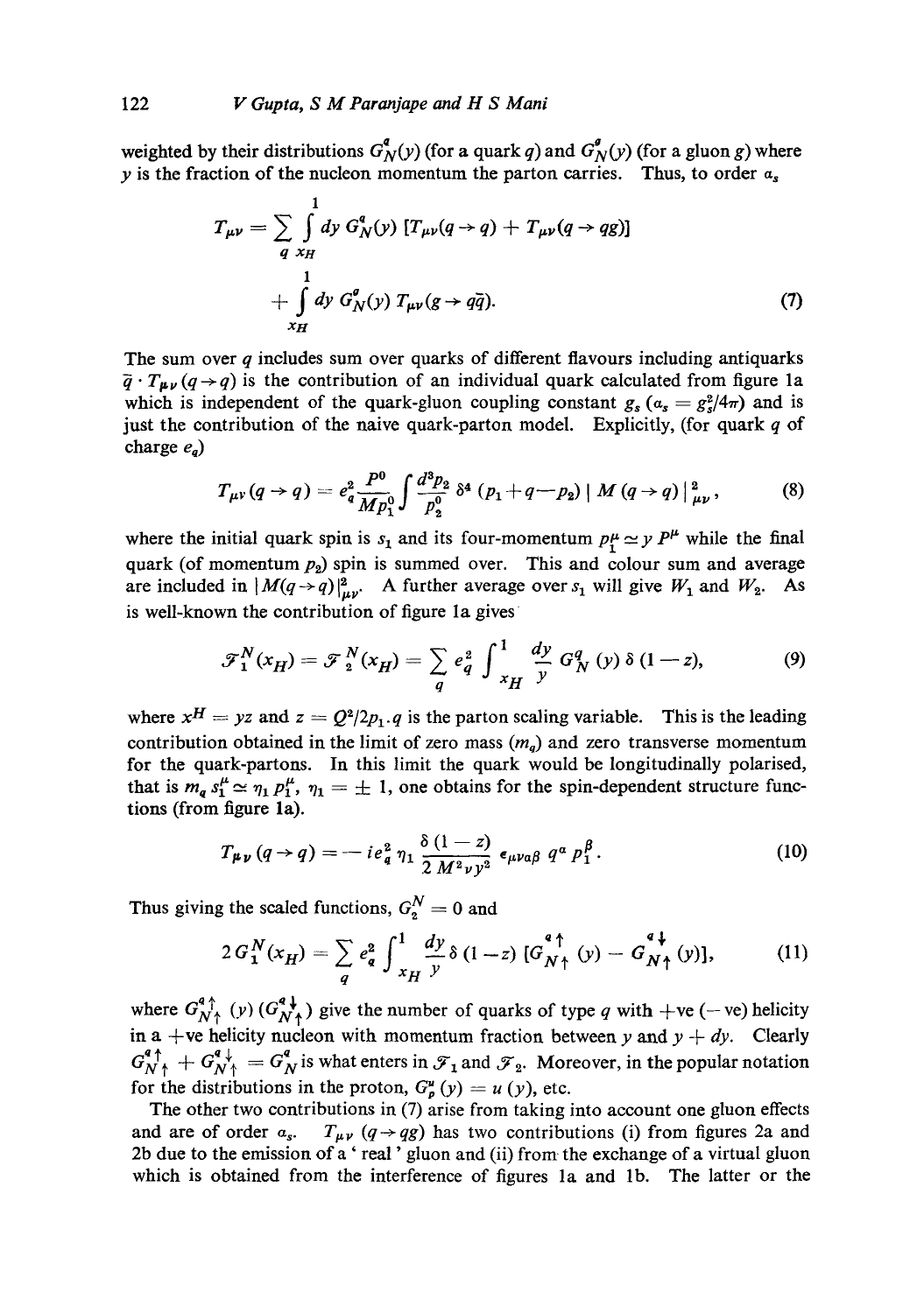weighted by their distributions $G_N^q(y)$ (for a quark $q$) and $G_N^g(y)$ (for a gluon $g$) where $y$ is the fraction of the nucleon momentum the parton carries. Thus, to order $\alpha_s$

$$T_{\mu\nu} = \sum_q \int_{x_H}^{1} dy\, G_N^q(y)\, [T_{\mu\nu}(q \to q) + T_{\mu\nu}(q \to qg)]$$
$$+ \int_{x_H}^{1} dy\, G_N^g(y)\, T_{\mu\nu}(g \to q\bar{q}). \tag{7}$$

The sum over $q$ includes sum over quarks of different flavours including antiquarks $\bar{q} \cdot T_{\mu\nu}(q \to q)$ is the contribution of an individual quark calculated from figure 1a which is independent of the quark-gluon coupling constant $g_s$ ($\alpha_s = g_s^2/4\pi$) and is just the contribution of the naive quark-parton model. Explicitly, (for quark $q$ of charge $e_q$)

$$T_{\mu\nu}(q \to q) = e_q^2 \frac{P^0}{M p_1^0} \int \frac{d^3 p_2}{p_2^0}\, \delta^4 (p_1 + q - p_2)\, | M(q \to q) |^2_{\mu\nu}, \tag{8}$$

where the initial quark spin is $s_1$ and its four-momentum $p_1^\mu \simeq y P^\mu$ while the final quark (of momentum $p_2$) spin is summed over. This and colour sum and average are included in $|M(q \to q)|^2_{\mu\nu}$. A further average over $s_1$ will give $W_1$ and $W_2$. As is well-known the contribution of figure 1a gives

$$\mathscr{F}_1^N(x_H) = \mathscr{F}_2^N(x_H) = \sum_q e_q^2 \int_{x_H}^{1} \frac{dy}{y}\, G_N^q(y)\, \delta(1 - z), \tag{9}$$

where $x^H = yz$ and $z = Q^2/2p_1 \cdot q$ is the parton scaling variable. This is the leading contribution obtained in the limit of zero mass ($m_q$) and zero transverse momentum for the quark-partons. In this limit the quark would be longitudinally polarised, that is $m_q s_1^\mu \simeq \eta_1 p_1^\mu$, $\eta_1 = \pm 1$, one obtains for the spin-dependent structure functions (from figure 1a).

$$T_{\mu\nu}(q \to q) = -\, i e_q^2\, \eta_1 \frac{\delta(1 - z)}{2 M^2 \nu y^2}\, \epsilon_{\mu\nu\alpha\beta}\, q^\alpha p_1^\beta. \tag{10}$$

Thus giving the scaled functions, $G_2^N = 0$ and

$$2 G_1^N(x_H) = \sum_q e_q^2 \int_{x_H}^{1} \frac{dy}{y}\, \delta(1 - z)\, [G_{N\uparrow}^{q\uparrow}(y) - G_{N\uparrow}^{q\downarrow}(y)], \tag{11}$$

where $G_{N\uparrow}^{q\uparrow}(y)$ ($G_{N\uparrow}^{q\downarrow}$) give the number of quarks of type $q$ with +ve (−ve) helicity in a +ve helicity nucleon with momentum fraction between $y$ and $y + dy$. Clearly $G_{N\uparrow}^{q\uparrow} + G_{N\uparrow}^{q\downarrow} = G_N^q$ is what enters in $\mathscr{F}_1$ and $\mathscr{F}_2$. Moreover, in the popular notation for the distributions in the proton, $G_p^u(y) = u(y)$, etc.

The other two contributions in (7) arise from taking into account one gluon effects and are of order $\alpha_s$. $T_{\mu\nu}(q \to qg)$ has two contributions (i) from figures 2a and 2b due to the emission of a 'real' gluon and (ii) from the exchange of a virtual gluon which is obtained from the interference of figures 1a and 1b. The latter or the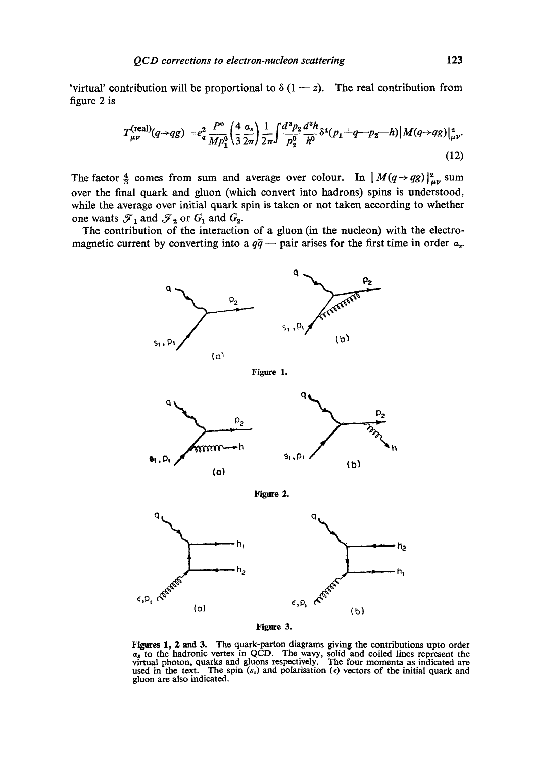'virtual' contribution will be proportional to $\delta(1-z)$. The real contribution from figure 2 is

$$T_{\mu\nu}^{(\text{real})}(q\to qg)=e_q^2\frac{P^0}{Mp_1^0}\left(\frac{4}{3}\frac{\alpha_s}{2\pi}\right)\frac{1}{2\pi}\int\frac{d^3p_2}{p_2^0}\frac{d^3h}{h^0}\delta^4(p_1+q-p_2-h)\,|M(q\to qg)|^2_{\mu\nu}. \tag{12}$$

The factor $\frac{4}{3}$ comes from sum and average over colour. In $|M(q\to qg)|^2_{\mu\nu}$ sum over the final quark and gluon (which convert into hadrons) spins is understood, while the average over initial quark spin is taken or not taken according to whether one wants $\mathcal{F}_1$ and $\mathcal{F}_2$ or $G_1$ and $G_2$.

The contribution of the interaction of a gluon (in the nucleon) with the electromagnetic current by converting into a $q\bar{q}$ — pair arises for the first time in order $\alpha_s$.

Figure 1.

Figure 2.

Figure 3.

**Figures 1, 2 and 3.** The quark-parton diagrams giving the contributions upto order $\alpha_s$ to the hadronic vertex in QCD. The wavy, solid and coiled lines represent the virtual photon, quarks and gluons respectively. The four momenta as indicated are used in the text. The spin ($s_1$) and polarisation ($\epsilon$) vectors of the initial quark and gluon are also indicated.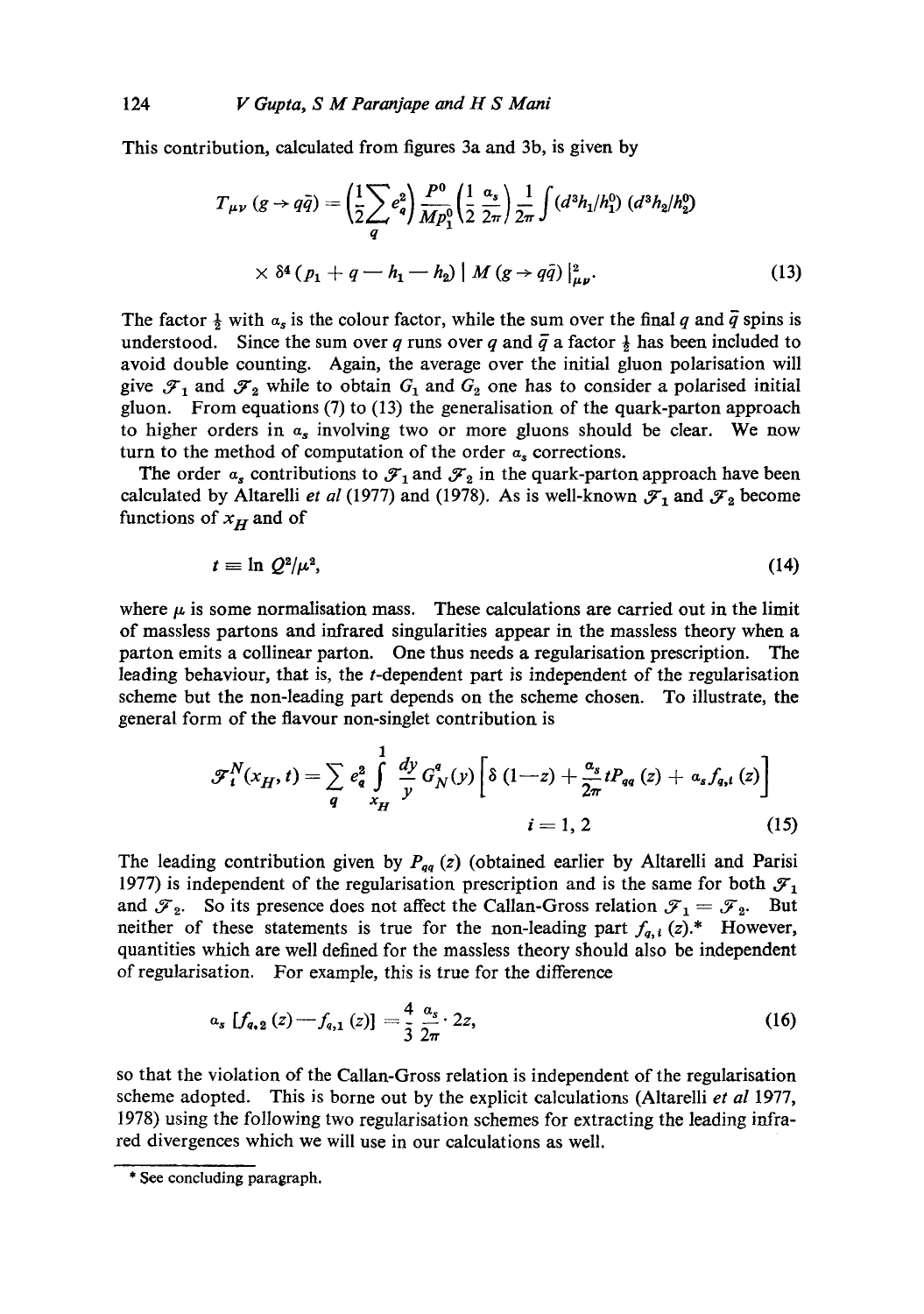This contribution, calculated from figures 3a and 3b, is given by

$$T_{\mu\nu}(g \to q\bar{q}) = \left(\frac{1}{2}\sum_q e_q^2\right) \frac{P^0}{Mp_1^0}\left(\frac{1}{2}\frac{\alpha_s}{2\pi}\right)\frac{1}{2\pi}\int (d^3h_1/h_1^0)\,(d^3h_2/h_2^0)$$

$$\times\, \delta^4(p_1 + q - h_1 - h_2)\,|\,M(g \to q\bar{q})\,|^2_{\mu\nu}. \tag{13}$$

The factor $\frac{1}{2}$ with $\alpha_s$ is the colour factor, while the sum over the final $q$ and $\bar{q}$ spins is understood. Since the sum over $q$ runs over $q$ and $\bar{q}$ a factor $\frac{1}{2}$ has been included to avoid double counting. Again, the average over the initial gluon polarisation will give $\mathcal{F}_1$ and $\mathcal{F}_2$ while to obtain $G_1$ and $G_2$ one has to consider a polarised initial gluon. From equations (7) to (13) the generalisation of the quark-parton approach to higher orders in $\alpha_s$ involving two or more gluons should be clear. We now turn to the method of computation of the order $\alpha_s$ corrections.

The order $\alpha_s$ contributions to $\mathcal{F}_1$ and $\mathcal{F}_2$ in the quark-parton approach have been calculated by Altarelli *et al* (1977) and (1978). As is well-known $\mathcal{F}_1$ and $\mathcal{F}_2$ become functions of $x_H$ and of

$$t \equiv \ln Q^2/\mu^2, \tag{14}$$

where $\mu$ is some normalisation mass. These calculations are carried out in the limit of massless partons and infrared singularities appear in the massless theory when a parton emits a collinear parton. One thus needs a regularisation prescription. The leading behaviour, that is, the $t$-dependent part is independent of the regularisation scheme but the non-leading part depends on the scheme chosen. To illustrate, the general form of the flavour non-singlet contribution is

$$\mathcal{F}_i^N(x_H, t) = \sum_q e_q^2 \int_{x_H}^{1} \frac{dy}{y}\, G_N^q(y)\left[\delta(1-z) + \frac{\alpha_s}{2\pi}tP_{qq}(z) + \alpha_s f_{q,i}(z)\right]$$

$$i = 1, 2 \tag{15}$$

The leading contribution given by $P_{qq}(z)$ (obtained earlier by Altarelli and Parisi 1977) is independent of the regularisation prescription and is the same for both $\mathcal{F}_1$ and $\mathcal{F}_2$. So its presence does not affect the Callan-Gross relation $\mathcal{F}_1 = \mathcal{F}_2$. But neither of these statements is true for the non-leading part $f_{q,i}(z)$.* However, quantities which are well defined for the massless theory should also be independent of regularisation. For example, this is true for the difference

$$\alpha_s\,[f_{q,2}(z) - f_{q,1}(z)] = \frac{4}{3}\frac{\alpha_s}{2\pi}\cdot 2z, \tag{16}$$

so that the violation of the Callan-Gross relation is independent of the regularisation scheme adopted. This is borne out by the explicit calculations (Altarelli *et al* 1977, 1978) using the following two regularisation schemes for extracting the leading infrared divergences which we will use in our calculations as well.

---

\* See concluding paragraph.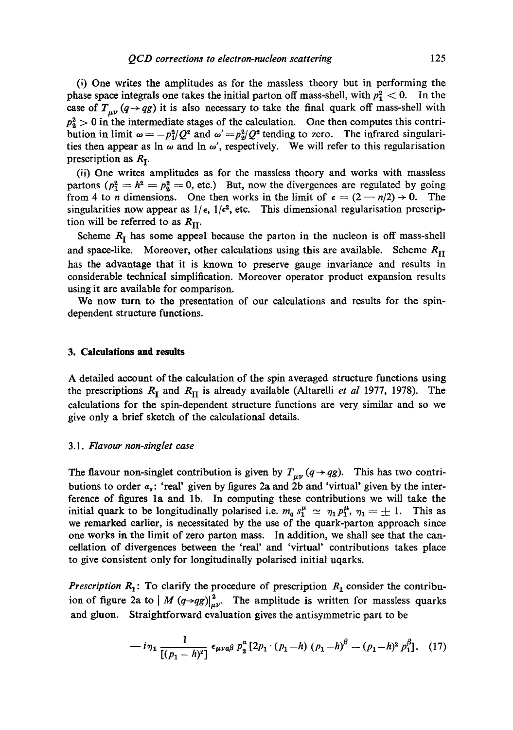(i) One writes the amplitudes as for the massless theory but in performing the phase space integrals one takes the initial parton off mass-shell, with $p_1^2 < 0$. In the case of $T_{\mu\nu}(q \to qg)$ it is also necessary to take the final quark off mass-shell with $p_2^2 > 0$ in the intermediate stages of the calculation. One then computes this contribution in limit $\omega = -p_1^2/Q^2$ and $\omega' = p_2^2/Q^2$ tending to zero. The infrared singularities then appear as $\ln \omega$ and $\ln \omega'$, respectively. We will refer to this regularisation prescription as $R_{\rm I}$.

(ii) One writes amplitudes as for the massless theory and works with massless partons ($p_1^2 = h^2 = p_2^2 = 0$, etc.) But, now the divergences are regulated by going from 4 to $n$ dimensions. One then works in the limit of $\epsilon = (2 - n/2) \to 0$. The singularities now appear as $1/\epsilon$, $1/\epsilon^2$, etc. This dimensional regularisation prescription will be referred to as $R_{\rm II}$.

Scheme $R_{\rm I}$ has some appeal because the parton in the nucleon is off mass-shell and space-like. Moreover, other calculations using this are available. Scheme $R_{\rm II}$ has the advantage that it is known to preserve gauge invariance and results in considerable technical simplification. Moreover operator product expansion results using it are available for comparison.

We now turn to the presentation of our calculations and results for the spin-dependent structure functions.

## 3. Calculations and results

A detailed account of the calculation of the spin averaged structure functions using the prescriptions $R_{\rm I}$ and $R_{\rm II}$ is already available (Altarelli *et al* 1977, 1978). The calculations for the spin-dependent structure functions are very similar and so we give only a brief sketch of the calculational details.

### 3.1. *Flavour non-singlet case*

The flavour non-singlet contribution is given by $T_{\mu\nu}(q \to qg)$. This has two contributions to order $\alpha_s$: 'real' given by figures 2a and 2b and 'virtual' given by the interference of figures 1a and 1b. In computing these contributions we will take the initial quark to be longitudinally polarised i.e. $m_q s_1^\mu \simeq \eta_1 p_1^\mu$, $\eta_1 = \pm 1$. This as we remarked earlier, is necessitated by the use of the quark-parton approach since one works in the limit of zero parton mass. In addition, we shall see that the cancellation of divergences between the 'real' and 'virtual' contributions takes place to give consistent only for longitudinally polarised initial uqarks.

*Prescription* $R_1$: To clarify the procedure of prescription $R_1$ consider the contribuion of figure 2a to $|M(q \to qg)|^2_{\mu\nu}$. The amplitude is written for massless quarks and gluon. Straightforward evaluation gives the antisymmetric part to be

$$- i\eta_1 \frac{1}{[(p_1 - h)^2]} \epsilon_{\mu\nu\alpha\beta}\, p_2^\alpha \left[2p_1 \cdot (p_1 - h)\,(p_1 - h)^\beta - (p_1 - h)^2 p_1^\beta\right]. \quad (17)$$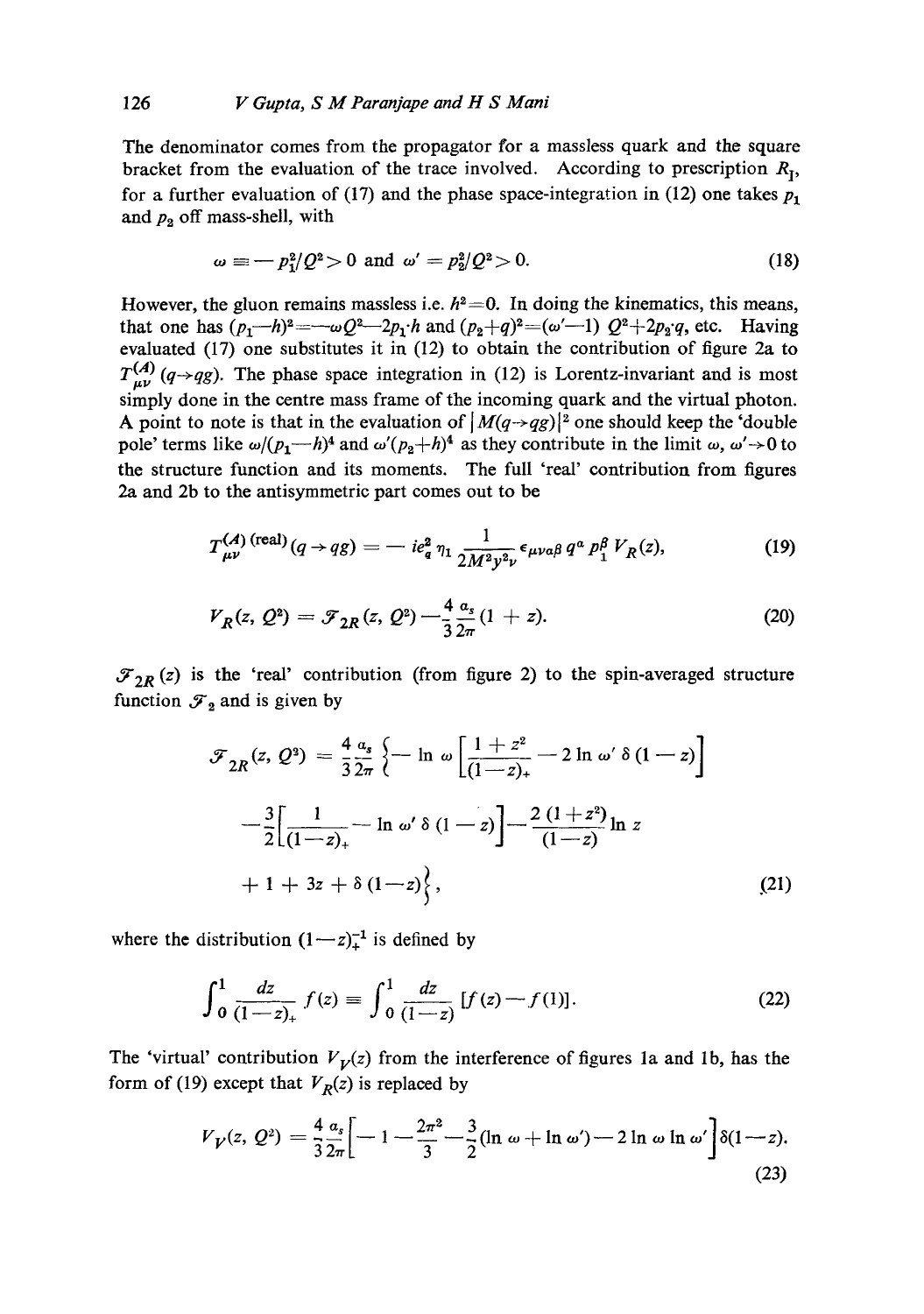The denominator comes from the propagator for a massless quark and the square bracket from the evaluation of the trace involved. According to prescription $R_I$, for a further evaluation of (17) and the phase space-integration in (12) one takes $p_1$ and $p_2$ off mass-shell, with

$$\omega \equiv -p_1^2/Q^2 > 0 \text{ and } \omega' = p_2^2/Q^2 > 0. \tag{18}$$

However, the gluon remains massless i.e. $h^2=0$. In doing the kinematics, this means, that one has $(p_1-h)^2 = -\omega Q^2 - 2p_1 \cdot h$ and $(p_2+q)^2 = (\omega'-1)\,Q^2 + 2p_2 \cdot q$, etc. Having evaluated (17) one substitutes it in (12) to obtain the contribution of figure 2a to $T_{\mu\nu}^{(A)}(q \to qg)$. The phase space integration in (12) is Lorentz-invariant and is most simply done in the centre mass frame of the incoming quark and the virtual photon. A point to note is that in the evaluation of $|M(q \to qg)|^2$ one should keep the 'double pole' terms like $\omega/(p_1-h)^4$ and $\omega'(p_2+h)^4$ as they contribute in the limit $\omega, \omega' \to 0$ to the structure function and its moments. The full 'real' contribution from figures 2a and 2b to the antisymmetric part comes out to be

$$T_{\mu\nu}^{(A)\,(\text{real})}(q \to qg) = -\,ie_q^2\,\eta_1 \frac{1}{2M^2 y^2 \nu}\,\epsilon_{\mu\nu\alpha\beta}\, q^\alpha p_1^\beta\, V_R(z), \tag{19}$$

$$V_R(z, Q^2) = \mathcal{F}_{2R}(z, Q^2) - \frac{4}{3}\frac{\alpha_s}{2\pi}(1+z). \tag{20}$$

$\mathcal{F}_{2R}(z)$ is the 'real' contribution (from figure 2) to the spin-averaged structure function $\mathcal{F}_2$ and is given by

$$\begin{aligned}
\mathcal{F}_{2R}(z, Q^2) = \frac{4}{3}\frac{\alpha_s}{2\pi}\Big\{ & -\ln\omega \left[\frac{1+z^2}{(1-z)_+} - 2\ln\omega'\,\delta(1-z)\right] \\
& - \frac{3}{2}\left[\frac{1}{(1-z)_+} - \ln\omega'\,\delta(1-z)\right] - \frac{2(1+z^2)}{(1-z)}\ln z \\
& + 1 + 3z + \delta(1-z)\Big\},
\end{aligned} \tag{21}$$

where the distribution $(1-z)_+^{-1}$ is defined by

$$\int_0^1 \frac{dz}{(1-z)_+} f(z) \equiv \int_0^1 \frac{dz}{(1-z)}\,[f(z) - f(1)]. \tag{22}$$

The 'virtual' contribution $V_V(z)$ from the interference of figures 1a and 1b, has the form of (19) except that $V_R(z)$ is replaced by

$$V_V(z, Q^2) = \frac{4}{3}\frac{\alpha_s}{2\pi}\left[-1 - \frac{2\pi^2}{3} - \frac{3}{2}(\ln\omega + \ln\omega') - 2\ln\omega\,\ln\omega'\right]\delta(1-z). \tag{23}$$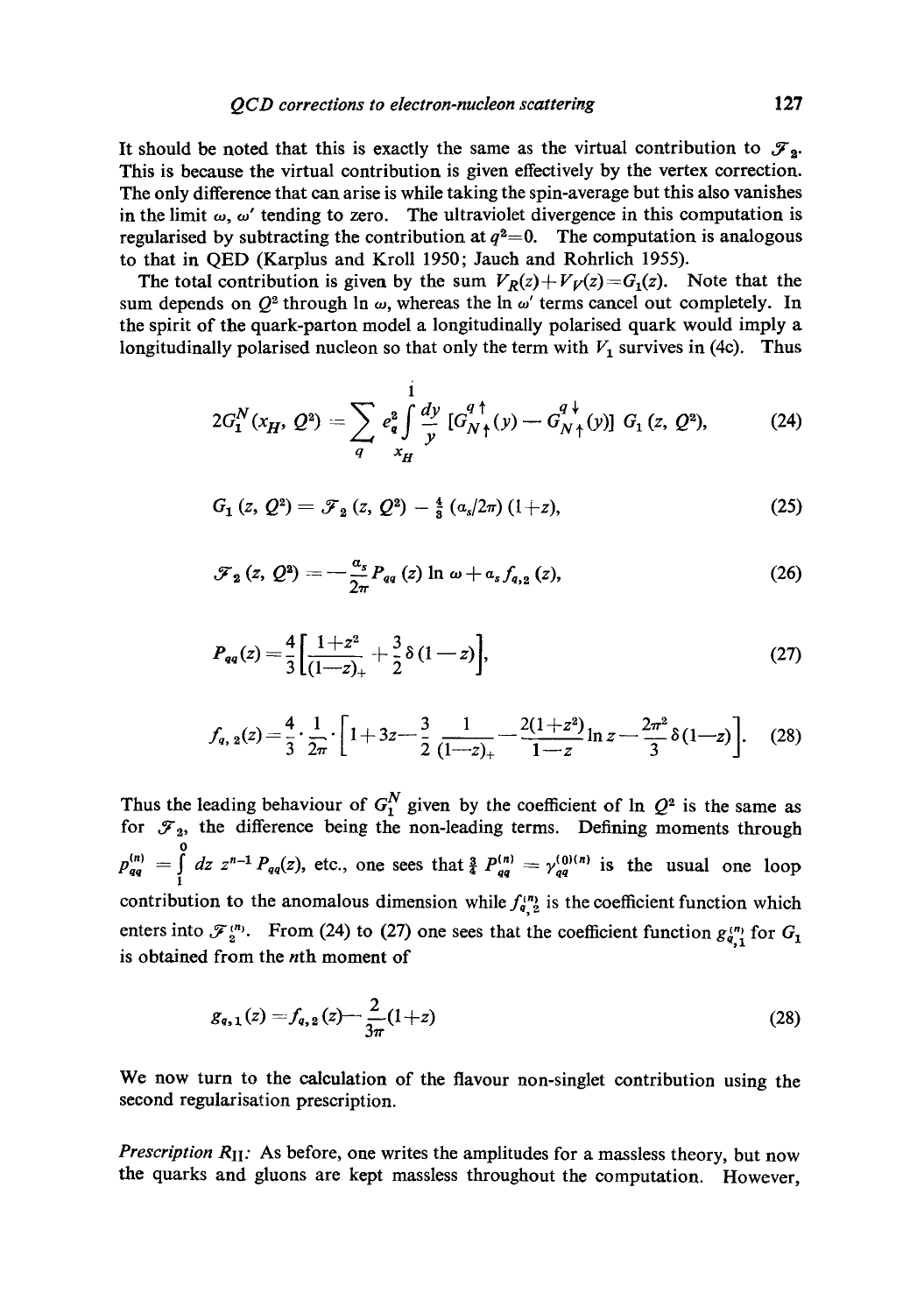It should be noted that this is exactly the same as the virtual contribution to $\mathcal{F}_2$. This is because the virtual contribution is given effectively by the vertex correction. The only difference that can arise is while taking the spin-average but this also vanishes in the limit $\omega$, $\omega'$ tending to zero. The ultraviolet divergence in this computation is regularised by subtracting the contribution at $q^2=0$. The computation is analogous to that in QED (Karplus and Kroll 1950; Jauch and Rohrlich 1955).

The total contribution is given by the sum $V_R(z)+V_V(z)=G_1(z)$. Note that the sum depends on $Q^2$ through $\ln \omega$, whereas the $\ln \omega'$ terms cancel out completely. In the spirit of the quark-parton model a longitudinally polarised quark would imply a longitudinally polarised nucleon so that only the term with $V_1$ survives in (4c). Thus

$$2G_1^N(x_H, Q^2) = \sum_q e_q^2 \int_{x_H}^{1} \frac{dy}{y} \left[G_{N\uparrow}^{q\uparrow}(y) - G_{N\uparrow}^{q\downarrow}(y)\right] G_1(z, Q^2), \tag{24}$$

$$G_1(z, Q^2) = \mathcal{F}_2(z, Q^2) - \tfrac{4}{3}(\alpha_s/2\pi)(1+z), \tag{25}$$

$$\mathcal{F}_2(z, Q^2) = -\frac{\alpha_s}{2\pi} P_{qq}(z) \ln \omega + \alpha_s f_{q,2}(z), \tag{26}$$

$$P_{qq}(z) = \frac{4}{3}\left[\frac{1+z^2}{(1-z)_+} + \frac{3}{2}\delta(1-z)\right], \tag{27}$$

$$f_{q,2}(z) = \frac{4}{3}\cdot\frac{1}{2\pi}\cdot\left[1+3z - \frac{3}{2}\frac{1}{(1-z)_+} - \frac{2(1+z^2)}{1-z}\ln z - \frac{2\pi^2}{3}\delta(1-z)\right]. \tag{28}$$

Thus the leading behaviour of $G_1^N$ given by the coefficient of $\ln Q^2$ is the same as for $\mathcal{F}_2$, the difference being the non-leading terms. Defining moments through $P_{qq}^{(n)} = \int_1^0 dz\, z^{n-1} P_{qq}(z)$, etc., one sees that $\frac{3}{4} P_{qq}^{(n)} = \gamma_{qq}^{(0)(n)}$ is the usual one loop contribution to the anomalous dimension while $f_{q,2}^{(n)}$ is the coefficient function which enters into $\mathcal{F}_2^{(n)}$. From (24) to (27) one sees that the coefficient function $g_{q,1}^{(n)}$ for $G_1$ is obtained from the $n$th moment of

$$g_{q,1}(z) = f_{q,2}(z) - \frac{2}{3\pi}(1+z) \tag{28}$$

We now turn to the calculation of the flavour non-singlet contribution using the second regularisation prescription.

*Prescription* $R_{\text{II}}$: As before, one writes the amplitudes for a massless theory, but now the quarks and gluons are kept massless throughout the computation. However,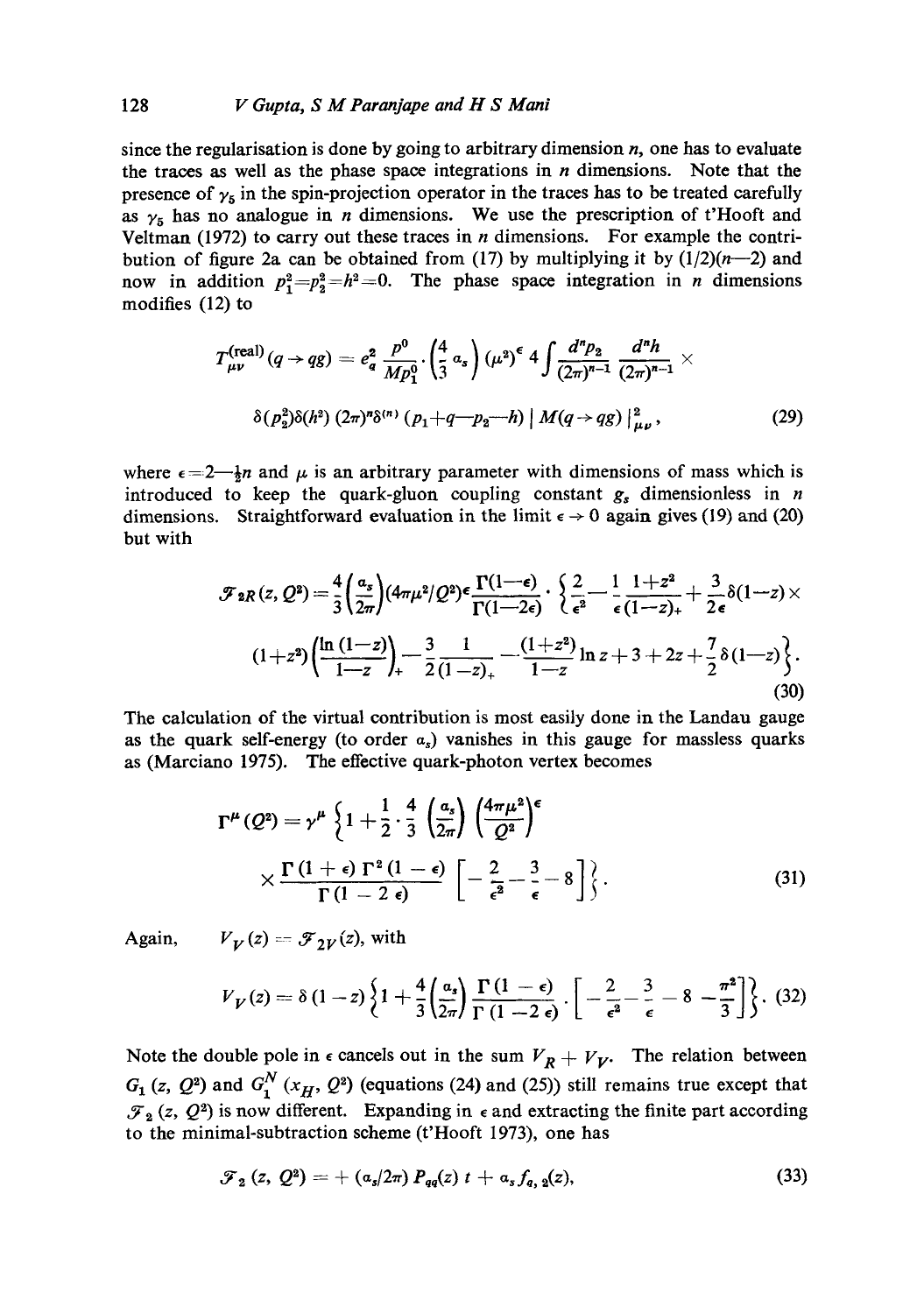since the regularisation is done by going to arbitrary dimension $n$, one has to evaluate the traces as well as the phase space integrations in $n$ dimensions. Note that the presence of $\gamma_5$ in the spin-projection operator in the traces has to be treated carefully as $\gamma_5$ has no analogue in $n$ dimensions. We use the prescription of t'Hooft and Veltman (1972) to carry out these traces in $n$ dimensions. For example the contribution of figure 2a can be obtained from (17) by multiplying it by $(1/2)(n-2)$ and now in addition $p_1^2 = p_2^2 = h^2 = 0$. The phase space integration in $n$ dimensions modifies (12) to

$$T_{\mu\nu}^{(\text{real})}(q \to qg) = e_q^2 \frac{p^0}{M p_1^0} \cdot \left(\frac{4}{3} \alpha_s\right) (\mu^2)^\epsilon \, 4 \int \frac{d^n p_2}{(2\pi)^{n-1}} \frac{d^n h}{(2\pi)^{n-1}} \times$$

$$\delta(p_2^2)\delta(h^2)\,(2\pi)^n \delta^{(n)}(p_1 + q - p_2 - h) \mid M(q \to qg) \mid^2_{\mu\nu}, \tag{29}$$

where $\epsilon = 2 - \frac{1}{2}n$ and $\mu$ is an arbitrary parameter with dimensions of mass which is introduced to keep the quark-gluon coupling constant $g_s$ dimensionless in $n$ dimensions. Straightforward evaluation in the limit $\epsilon \to 0$ again gives (19) and (20) but with

$$\mathscr{F}_{2R}(z, Q^2) = \frac{4}{3}\left(\frac{\alpha_s}{2\pi}\right)(4\pi\mu^2/Q^2)^\epsilon \frac{\Gamma(1-\epsilon)}{\Gamma(1-2\epsilon)} \cdot \left\{ \frac{2}{\epsilon^2} - \frac{1}{\epsilon} \frac{1+z^2}{(1-z)_+} + \frac{3}{2\epsilon}\delta(1-z) \times \right.$$

$$\left. (1+z^2)\left(\frac{\ln(1-z)}{1-z}\right)_+ - \frac{3}{2} \frac{1}{(1-z)_+} - \frac{(1+z^2)}{1-z} \ln z + 3 + 2z + \frac{7}{2}\delta(1-z) \right\}. \tag{30}$$

The calculation of the virtual contribution is most easily done in the Landau gauge as the quark self-energy (to order $\alpha_s$) vanishes in this gauge for massless quarks as (Marciano 1975). The effective quark-photon vertex becomes

$$\Gamma^\mu(Q^2) = \gamma^\mu \left\{ 1 + \frac{1}{2} \cdot \frac{4}{3} \left(\frac{\alpha_s}{2\pi}\right) \left(\frac{4\pi\mu^2}{Q^2}\right)^\epsilon \right.$$

$$\left. \times \frac{\Gamma(1+\epsilon)\,\Gamma^2(1-\epsilon)}{\Gamma(1-2\epsilon)} \left[ -\frac{2}{\epsilon^2} - \frac{3}{\epsilon} - 8 \right] \right\}. \tag{31}$$

Again, $\quad V_V(z) = \mathscr{F}_{2V}(z)$, with

$$V_V(z) = \delta(1-z) \left\{ 1 + \frac{4}{3}\left(\frac{\alpha_s}{2\pi}\right) \frac{\Gamma(1-\epsilon)}{\Gamma(1-2\epsilon)} \cdot \left[ -\frac{2}{\epsilon^2} - \frac{3}{\epsilon} - 8 - \frac{\pi^2}{3} \right] \right\}. \tag{32}$$

Note the double pole in $\epsilon$ cancels out in the sum $V_R + V_V$. The relation between $G_1(z, Q^2)$ and $G_1^N(x_H, Q^2)$ (equations (24) and (25)) still remains true except that $\mathscr{F}_2(z, Q^2)$ is now different. Expanding in $\epsilon$ and extracting the finite part according to the minimal-subtraction scheme (t'Hooft 1973), one has

$$\mathscr{F}_2(z, Q^2) = + (\alpha_s/2\pi) P_{qq}(z)\, t + \alpha_s f_{q,2}(z), \tag{33}$$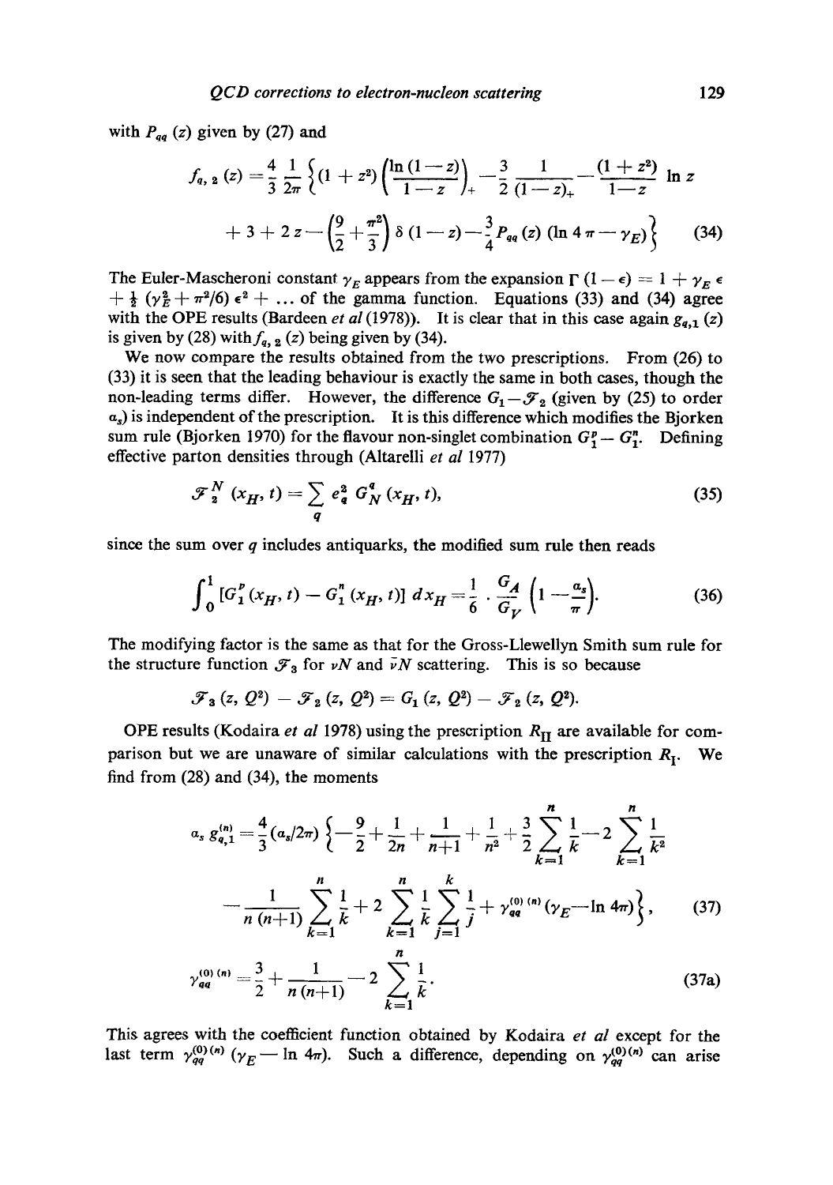with $P_{qq}(z)$ given by (27) and

$$f_{q,2}(z) = \frac{4}{3}\frac{1}{2\pi}\left\{(1+z^2)\left(\frac{\ln(1-z)}{1-z}\right)_+ - \frac{3}{2}\frac{1}{(1-z)_+} - \frac{(1+z^2)}{1-z}\ln z\right.$$
$$\left. + 3 + 2z - \left(\frac{9}{2}+\frac{\pi^2}{3}\right)\delta(1-z) - \frac{3}{4}P_{qq}(z)(\ln 4\pi - \gamma_E)\right\} \tag{34}$$

The Euler-Mascheroni constant $\gamma_E$ appears from the expansion $\Gamma(1-\epsilon) = 1 + \gamma_E\,\epsilon + \frac{1}{2}(\gamma_E^2 + \pi^2/6)\,\epsilon^2 + \ldots$ of the gamma function. Equations (33) and (34) agree with the OPE results (Bardeen *et al* (1978)). It is clear that in this case again $g_{q,1}(z)$ is given by (28) with $f_{q,2}(z)$ being given by (34).

We now compare the results obtained from the two prescriptions. From (26) to (33) it is seen that the leading behaviour is exactly the same in both cases, though the non-leading terms differ. However, the difference $G_1 - \mathscr{F}_2$ (given by (25) to order $\alpha_s$) is independent of the prescription. It is this difference which modifies the Bjorken sum rule (Bjorken 1970) for the flavour non-singlet combination $G_1^p - G_1^n$. Defining effective parton densities through (Altarelli *et al* 1977)

$$\mathscr{F}_2^N(x_H, t) = \sum_q e_q^2\, G_N^q(x_H, t), \tag{35}$$

since the sum over $q$ includes antiquarks, the modified sum rule then reads

$$\int_0^1 [G_1^p(x_H, t) - G_1^n(x_H, t)]\, dx_H = \frac{1}{6}\cdot\frac{G_A}{G_V}\left(1 - \frac{\alpha_s}{\pi}\right). \tag{36}$$

The modifying factor is the same as that for the Gross-Llewellyn Smith sum rule for the structure function $\mathscr{F}_3$ for $\nu N$ and $\bar{\nu} N$ scattering. This is so because

$$\mathscr{F}_3(z, Q^2) - \mathscr{F}_2(z, Q^2) = G_1(z, Q^2) - \mathscr{F}_2(z, Q^2).$$

OPE results (Kodaira *et al* 1978) using the prescription $R_{II}$ are available for comparison but we are unaware of similar calculations with the prescription $R_I$. We find from (28) and (34), the moments

$$\alpha_s\, g_{q,1}^{(n)} = \frac{4}{3}(\alpha_s/2\pi)\left\{-\frac{9}{2} + \frac{1}{2n} + \frac{1}{n+1} + \frac{1}{n^2} + \frac{3}{2}\sum_{k=1}^{n}\frac{1}{k} - 2\sum_{k=1}^{n}\frac{1}{k^2}\right.$$
$$\left. - \frac{1}{n(n+1)}\sum_{k=1}^{n}\frac{1}{k} + 2\sum_{k=1}^{n}\frac{1}{k}\sum_{j=1}^{k}\frac{1}{j} + \gamma_{qq}^{(0)(n)}(\gamma_E - \ln 4\pi)\right\}, \tag{37}$$

$$\gamma_{qq}^{(0)(n)} = \frac{3}{2} + \frac{1}{n(n+1)} - 2\sum_{k=1}^{n}\frac{1}{k}. \tag{37a}$$

This agrees with the coefficient function obtained by Kodaira *et al* except for the last term $\gamma_{qq}^{(0)(n)}(\gamma_E - \ln 4\pi)$. Such a difference, depending on $\gamma_{qq}^{(0)(n)}$ can arise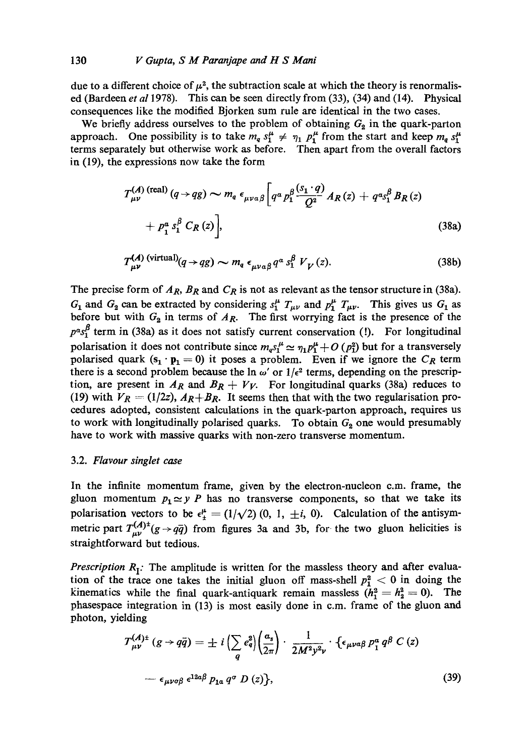due to a different choice of $\mu^2$, the subtraction scale at which the theory is renormalised (Bardeen *et al* 1978). This can be seen directly from (33), (34) and (14). Physical consequences like the modified Bjorken sum rule are identical in the two cases.

We briefly address ourselves to the problem of obtaining $G_2$ in the quark-parton approach. One possibility is to take $m_q s_1^\mu \neq \eta_1 p_1^\mu$ from the start and keep $m_q s_1^\mu$ terms separately but otherwise work as before. Then apart from the overall factors in (19), the expressions now take the form

$$T_{\mu\nu}^{(A)\,(\text{real})}(q \to qg) \sim m_q\, \epsilon_{\mu\nu\alpha\beta}\Big[q^\alpha p_1^\beta \frac{(s_1 \cdot q)}{Q^2} A_R(z) + q^\alpha s_1^\beta B_R(z)$$

$$+ p_1^\alpha s_1^\beta C_R(z)\Big], \tag{38a}$$

$$T_{\mu\nu}^{(A)\,(\text{virtual})}(q \to qg) \sim m_q\, \epsilon_{\mu\nu\alpha\beta}\, q^\alpha s_1^\beta V_V(z). \tag{38b}$$

The precise form of $A_R$, $B_R$ and $C_R$ is not as relevant as the tensor structure in (38a). $G_1$ and $G_2$ can be extracted by considering $s_1^\mu T_{\mu\nu}$ and $p_1^\mu T_{\mu\nu}$. This gives us $G_1$ as before but with $G_2$ in terms of $A_R$. The first worrying fact is the presence of the $p^\alpha s_1^\beta$ term in (38a) as it does not satisfy current conservation (!). For longitudinal polarisation it does not contribute since $m_q s_1^\mu \simeq \eta_1 p_1^\mu + O(p_1^2)$ but for a transversely polarised quark ($\mathbf{s}_1 \cdot \mathbf{p}_1 = 0$) it poses a problem. Even if we ignore the $C_R$ term there is a second problem because the $\ln \omega'$ or $1/\epsilon^2$ terms, depending on the prescription, are present in $A_R$ and $B_R + V_V$. For longitudinal quarks (38a) reduces to (19) with $V_R = (1/2z)$, $A_R + B_R$. It seems then that with the two regularisation procedures adopted, consistent calculations in the quark-parton approach, requires us to work with longitudinally polarised quarks. To obtain $G_2$ one would presumably have to work with massive quarks with non-zero transverse momentum.

### 3.2. *Flavour singlet case*

In the infinite momentum frame, given by the electron-nucleon c.m. frame, the gluon momentum $p_1 \simeq y\, P$ has no transverse components, so that we take its polarisation vectors to be $\epsilon_\pm^\mu = (1/\sqrt{2})\,(0,\, 1,\, \pm i,\, 0)$. Calculation of the antisymmetric part $T_{\mu\nu}^{(A)\pm}(g \to q\bar{q})$ from figures 3a and 3b, for the two gluon helicities is straightforward but tedious.

*Prescription $R_I$:* The amplitude is written for the massless theory and after evaluation of the trace one takes the initial gluon off mass-shell $p_1^2 < 0$ in doing the kinematics while the final quark-antiquark remain massless ($h_1^2 = h_2^2 = 0$). The phasespace integration in (13) is most easily done in c.m. frame of the gluon and photon, yielding

$$T_{\mu\nu}^{(A)\pm}(g \to q\bar{q}) = \pm\, i \Big(\sum_q e_q^2\Big)\Big(\frac{\alpha_s}{2\pi}\Big) \cdot \frac{1}{2M^2 y^2 \nu} \cdot \{\epsilon_{\mu\nu\alpha\beta}\, p_1^\alpha q^\beta\, C(z)$$

$$- \epsilon_{\mu\nu\sigma\beta}\, \epsilon^{12\alpha\beta}\, p_{1\alpha}\, q^\sigma\, D(z)\}, \tag{39}$$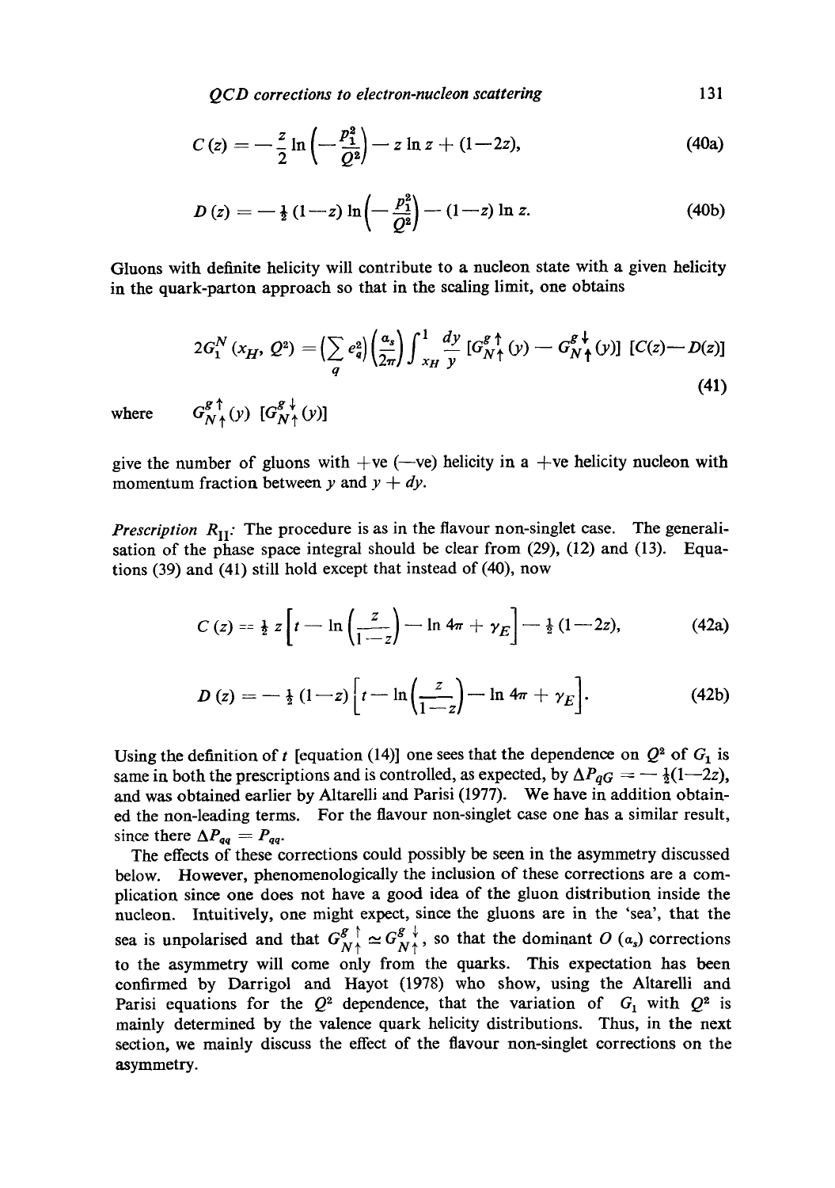$$C(z) = -\frac{z}{2}\ln\left(-\frac{p_1^2}{Q^2}\right) - z\ln z + (1-2z), \tag{40a}$$

$$D(z) = -\tfrac{1}{2}(1-z)\ln\left(-\frac{p_1^2}{Q^2}\right) - (1-z)\ln z. \tag{40b}$$

Gluons with definite helicity will contribute to a nucleon state with a given helicity in the quark-parton approach so that in the scaling limit, one obtains

$$2G_1^N(x_H, Q^2) = \left(\sum_q e_q^2\right)\left(\frac{\alpha_s}{2\pi}\right)\int_{x_H}^1 \frac{dy}{y}\left[G_{N\uparrow}^{g\uparrow}(y) - G_{N\uparrow}^{g\downarrow}(y)\right]\left[C(z) - D(z)\right] \tag{41}$$

where $G_{N\uparrow}^{g\uparrow}(y)$ $[G_{N\uparrow}^{g\downarrow}(y)]$

give the number of gluons with +ve (−ve) helicity in a +ve helicity nucleon with momentum fraction between $y$ and $y + dy$.

*Prescription* $R_{II}$: The procedure is as in the flavour non-singlet case. The generalisation of the phase space integral should be clear from (29), (12) and (13). Equations (39) and (41) still hold except that instead of (40), now

$$C(z) = \tfrac{1}{2}z\left[t - \ln\left(\frac{z}{1-z}\right) - \ln 4\pi + \gamma_E\right] - \tfrac{1}{2}(1-2z), \tag{42a}$$

$$D(z) = -\tfrac{1}{2}(1-z)\left[t - \ln\left(\frac{z}{1-z}\right) - \ln 4\pi + \gamma_E\right]. \tag{42b}$$

Using the definition of $t$ [equation (14)] one sees that the dependence on $Q^2$ of $G_1$ is same in both the prescriptions and is controlled, as expected, by $\Delta P_{qG} = -\tfrac{1}{2}(1-2z)$, and was obtained earlier by Altarelli and Parisi (1977). We have in addition obtained the non-leading terms. For the flavour non-singlet case one has a similar result, since there $\Delta P_{qq} = P_{qq}$.

The effects of these corrections could possibly be seen in the asymmetry discussed below. However, phenomenologically the inclusion of these corrections are a complication since one does not have a good idea of the gluon distribution inside the nucleon. Intuitively, one might expect, since the gluons are in the 'sea', that the sea is unpolarised and that $G_{N\uparrow}^{g\uparrow} \simeq G_{N\uparrow}^{g\downarrow}$, so that the dominant $O(\alpha_s)$ corrections to the asymmetry will come only from the quarks. This expectation has been confirmed by Darrigol and Hayot (1978) who show, using the Altarelli and Parisi equations for the $Q^2$ dependence, that the variation of $G_1$ with $Q^2$ is mainly determined by the valence quark helicity distributions. Thus, in the next section, we mainly discuss the effect of the flavour non-singlet corrections on the asymmetry.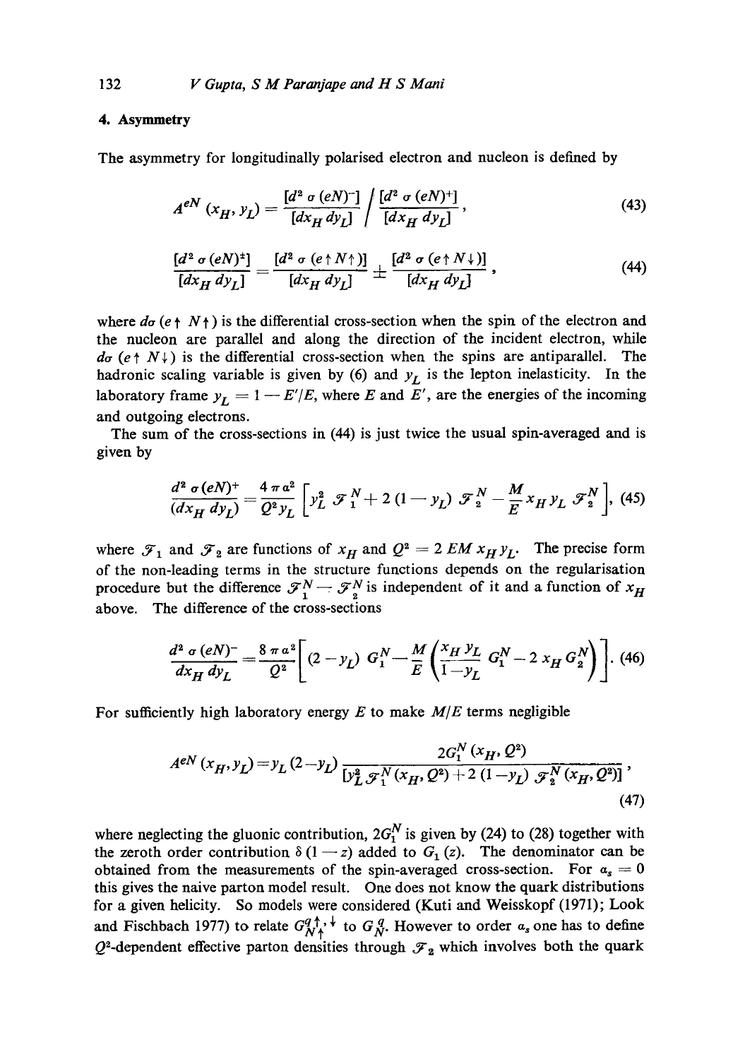## 4. Asymmetry

The asymmetry for longitudinally polarised electron and nucleon is defined by

$$A^{eN}(x_H, y_L) = \frac{[d^2\sigma(eN)^-]}{[dx_H\, dy_L]} \bigg/ \frac{[d^2\sigma(eN)^+]}{[dx_H\, dy_L]}, \tag{43}$$

$$\frac{[d^2\sigma(eN)^\pm]}{[dx_H\, dy_L]} = \frac{[d^2\sigma(e\uparrow N\uparrow)]}{[dx_H\, dy_L]} \pm \frac{[d^2\sigma(e\uparrow N\downarrow)]}{[dx_H\, dy_L]}, \tag{44}$$

where $d\sigma(e\uparrow N\uparrow)$ is the differential cross-section when the spin of the electron and the nucleon are parallel and along the direction of the incident electron, while $d\sigma(e\uparrow N\downarrow)$ is the differential cross-section when the spins are antiparallel. The hadronic scaling variable is given by (6) and $y_L$ is the lepton inelasticity. In the laboratory frame $y_L = 1 - E'/E$, where $E$ and $E'$, are the energies of the incoming and outgoing electrons.

The sum of the cross-sections in (44) is just twice the usual spin-averaged and is given by

$$\frac{d^2\sigma(eN)^+}{(dx_H\, dy_L)} = \frac{4\pi\alpha^2}{Q^2 y_L}\left[y_L^2\, \mathscr{F}_1^N + 2(1-y_L)\, \mathscr{F}_2^N - \frac{M}{E} x_H y_L\, \mathscr{F}_2^N\right], \tag{45}$$

where $\mathscr{F}_1$ and $\mathscr{F}_2$ are functions of $x_H$ and $Q^2 = 2\,EM\,x_H y_L$. The precise form of the non-leading terms in the structure functions depends on the regularisation procedure but the difference $\mathscr{F}_1^N - \mathscr{F}_2^N$ is independent of it and a function of $x_H$ above. The difference of the cross-sections

$$\frac{d^2\sigma(eN)^-}{dx_H\, dy_L} = \frac{8\pi\alpha^2}{Q^2}\left[(2-y_L)\, G_1^N - \frac{M}{E}\left(\frac{x_H y_L}{1-y_L}\, G_1^N - 2\, x_H G_2^N\right)\right]. \tag{46}$$

For sufficiently high laboratory energy $E$ to make $M/E$ terms negligible

$$A^{eN}(x_H, y_L) = y_L(2-y_L)\frac{2G_1^N(x_H, Q^2)}{[y_L^2\, \mathscr{F}_1^N(x_H, Q^2) + 2(1-y_L)\, \mathscr{F}_2^N(x_H, Q^2)]}, \tag{47}$$

where neglecting the gluonic contribution, $2G_1^N$ is given by (24) to (28) together with the zeroth order contribution $\delta(1-z)$ added to $G_1(z)$. The denominator can be obtained from the measurements of the spin-averaged cross-section. For $\alpha_s = 0$ this gives the naive parton model result. One does not know the quark distributions for a given helicity. So models were considered (Kuti and Weisskopf (1971); Look and Fischbach 1977) to relate $G_{N\uparrow}^{q\uparrow,\downarrow}$ to $G_N^q$. However to order $\alpha_s$ one has to define $Q^2$-dependent effective parton densities through $\mathscr{F}_2$ which involves both the quark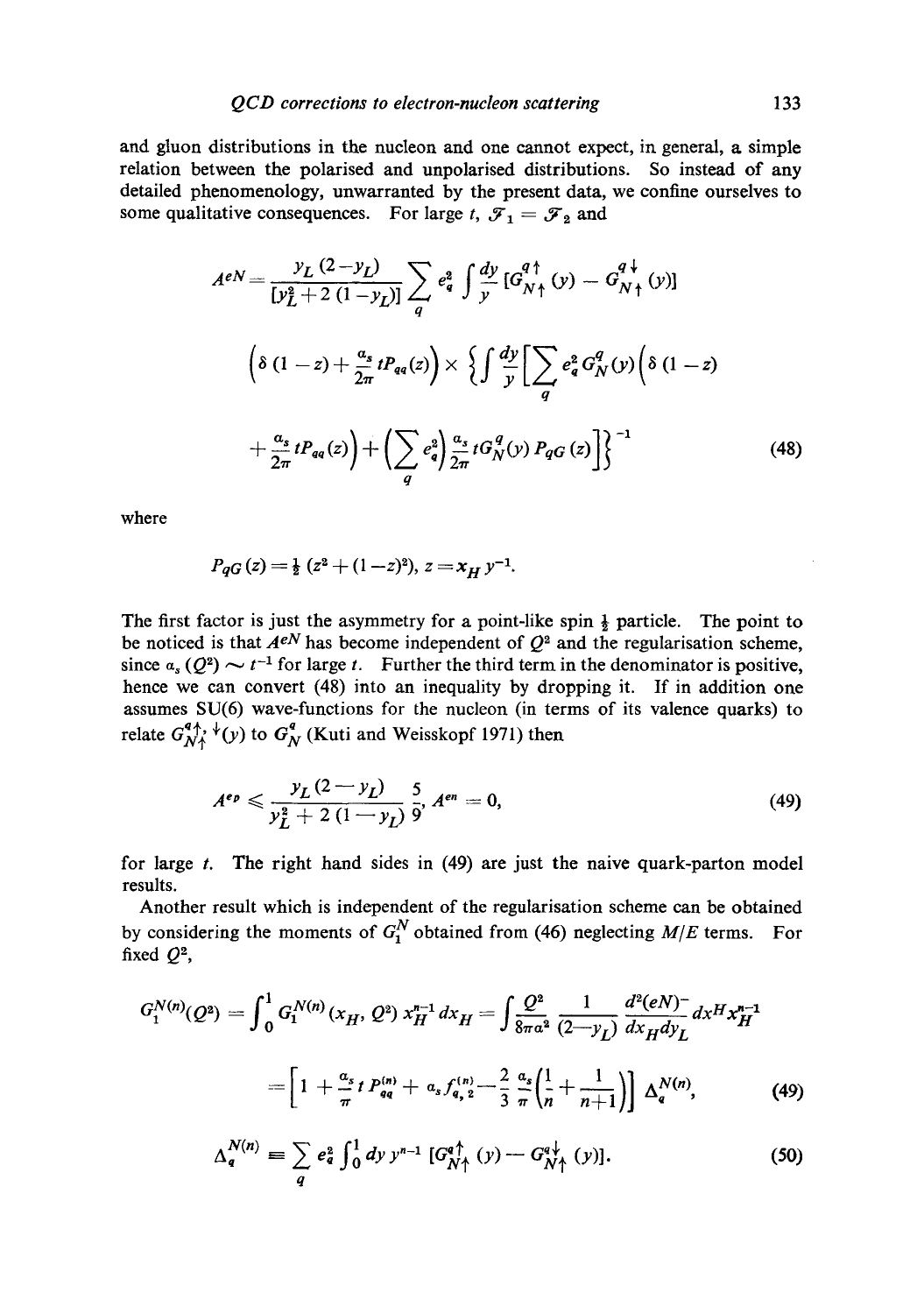and gluon distributions in the nucleon and one cannot expect, in general, a simple relation between the polarised and unpolarised distributions. So instead of any detailed phenomenology, unwarranted by the present data, we confine ourselves to some qualitative consequences. For large $t$, $\mathcal{F}_1 = \mathcal{F}_2$ and

$$A^{eN} = \frac{y_L(2-y_L)}{[y_L^2+2(1-y_L)]} \sum_q e_q^2 \int \frac{dy}{y} [G_{N\uparrow}^{q\uparrow}(y) - G_{N\uparrow}^{q\downarrow}(y)]$$

$$\left(\delta(1-z) + \frac{\alpha_s}{2\pi} tP_{qq}(z)\right) \times \left\{ \int \frac{dy}{y} \left[ \sum_q e_q^2 G_N^q(y) \left(\delta(1-z) \right.\right.\right.$$

$$\left.\left.\left. + \frac{\alpha_s}{2\pi} tP_{qq}(z)\right) + \left(\sum_q e_q^2\right) \frac{\alpha_s}{2\pi} tG_N^q(y) P_{qG}(z) \right] \right\}^{-1} \tag{48}$$

where

$$P_{qG}(z) = \tfrac{1}{2}(z^2 + (1-z)^2), \; z = x_H y^{-1}.$$

The first factor is just the asymmetry for a point-like spin $\frac{1}{2}$ particle. The point to be noticed is that $A^{eN}$ has become independent of $Q^2$ and the regularisation scheme, since $\alpha_s(Q^2) \sim t^{-1}$ for large $t$. Further the third term in the denominator is positive, hence we can convert (48) into an inequality by dropping it. If in addition one assumes SU(6) wave-functions for the nucleon (in terms of its valence quarks) to relate $G_{N\uparrow}^{q\uparrow,\downarrow}(y)$ to $G_N^q$ (Kuti and Weisskopf 1971) then

$$A^{ep} \leqslant \frac{y_L(2-y_L)}{y_L^2 + 2(1-y_L)} \frac{5}{9}, \; A^{en} = 0, \tag{49}$$

for large $t$. The right hand sides in (49) are just the naive quark-parton model results.

Another result which is independent of the regularisation scheme can be obtained by considering the moments of $G_1^N$ obtained from (46) neglecting $M/E$ terms. For fixed $Q^2$,

$$G_1^{N(n)}(Q^2) = \int_0^1 G_1^{N(n)}(x_H, Q^2)\, x_H^{n-1}\, dx_H = \int \frac{Q^2}{8\pi\alpha^2} \frac{1}{(2-y_L)} \frac{d^2(eN)^-}{dx_H dy_L} dx^H x_H^{n-1}$$

$$= \left[1 + \frac{\alpha_s}{\pi} t P_{qq}^{(n)} + \alpha_s f_{q,2}^{(n)} - \frac{2}{3}\frac{\alpha_s}{\pi}\left(\frac{1}{n} + \frac{1}{n+1}\right)\right] \Delta_q^{N(n)}, \tag{49}$$

$$\Delta_q^{N(n)} \equiv \sum_q e_q^2 \int_0^1 dy\, y^{n-1}\, [G_{N\uparrow}^{q\uparrow}(y) - G_{N\uparrow}^{q\downarrow}(y)]. \tag{50}$$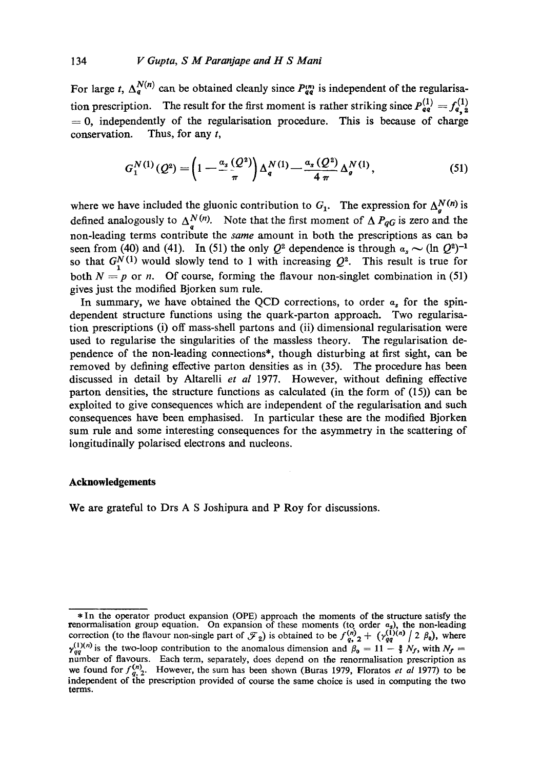For large $t$, $\Delta_q^{N(n)}$ can be obtained cleanly since $P_{qq}^{(n)}$ is independent of the regularisation prescription. The result for the first moment is rather striking since $P_{qq}^{(1)} = f_{q,2}^{(1)} = 0$, independently of the regularisation procedure. This is because of charge conservation. Thus, for any $t$,

$$G_1^{N(1)}(Q^2) = \left(1 - \frac{\alpha_s(Q^2)}{\pi}\right) \Delta_q^{N(1)} - \frac{\alpha_s(Q^2)}{4\pi} \Delta_g^{N(1)}, \tag{51}$$

where we have included the gluonic contribution to $G_1$. The expression for $\Delta_g^{N(n)}$ is defined analogously to $\Delta_q^{N(n)}$. Note that the first moment of $\Delta P_{qG}$ is zero and the non-leading terms contribute the *same* amount in both the prescriptions as can be seen from (40) and (41). In (51) the only $Q^2$ dependence is through $\alpha_s \sim (\ln Q^2)^{-1}$ so that $G_1^{N(1)}$ would slowly tend to 1 with increasing $Q^2$. This result is true for both $N = p$ or $n$. Of course, forming the flavour non-singlet combination in (51) gives just the modified Bjorken sum rule.

In summary, we have obtained the QCD corrections, to order $\alpha_s$ for the spin-dependent structure functions using the quark-parton approach. Two regularisation prescriptions (i) off mass-shell partons and (ii) dimensional regularisation were used to regularise the singularities of the massless theory. The regularisation dependence of the non-leading connections*, though disturbing at first sight, can be removed by defining effective parton densities as in (35). The procedure has been discussed in detail by Altarelli *et al* 1977. However, without defining effective parton densities, the structure functions as calculated (in the form of (15)) can be exploited to give consequences which are independent of the regularisation and such consequences have been emphasised. In particular these are the modified Bjorken sum rule and some interesting consequences for the asymmetry in the scattering of longitudinally polarised electrons and nucleons.

## Acknowledgements

We are grateful to Drs A S Joshipura and P Roy for discussions.

---

* In the operator product expansion (OPE) approach the moments of the structure satisfy the renormalisation group equation. On expansion of these moments (to order $\alpha_s$), the non-leading correction (to the flavour non-single part of $\mathcal{F}_2$) is obtained to be $f_{q,2}^{(n)} + (\gamma_{qq}^{(1)(n)} / 2\beta_0)$, where $\gamma_{qq}^{(1)(n)}$ is the two-loop contribution to the anomalous dimension and $\beta_0 = 11 - \frac{2}{3} N_f$, with $N_f$ = number of flavours. Each term, separately, does depend on the renormalisation prescription as we found for $f_{q,2}^{(n)}$. However, the sum has been shown (Buras 1979, Floratos *et al* 1977) to be independent of the prescription provided of course the same choice is used in computing the two terms.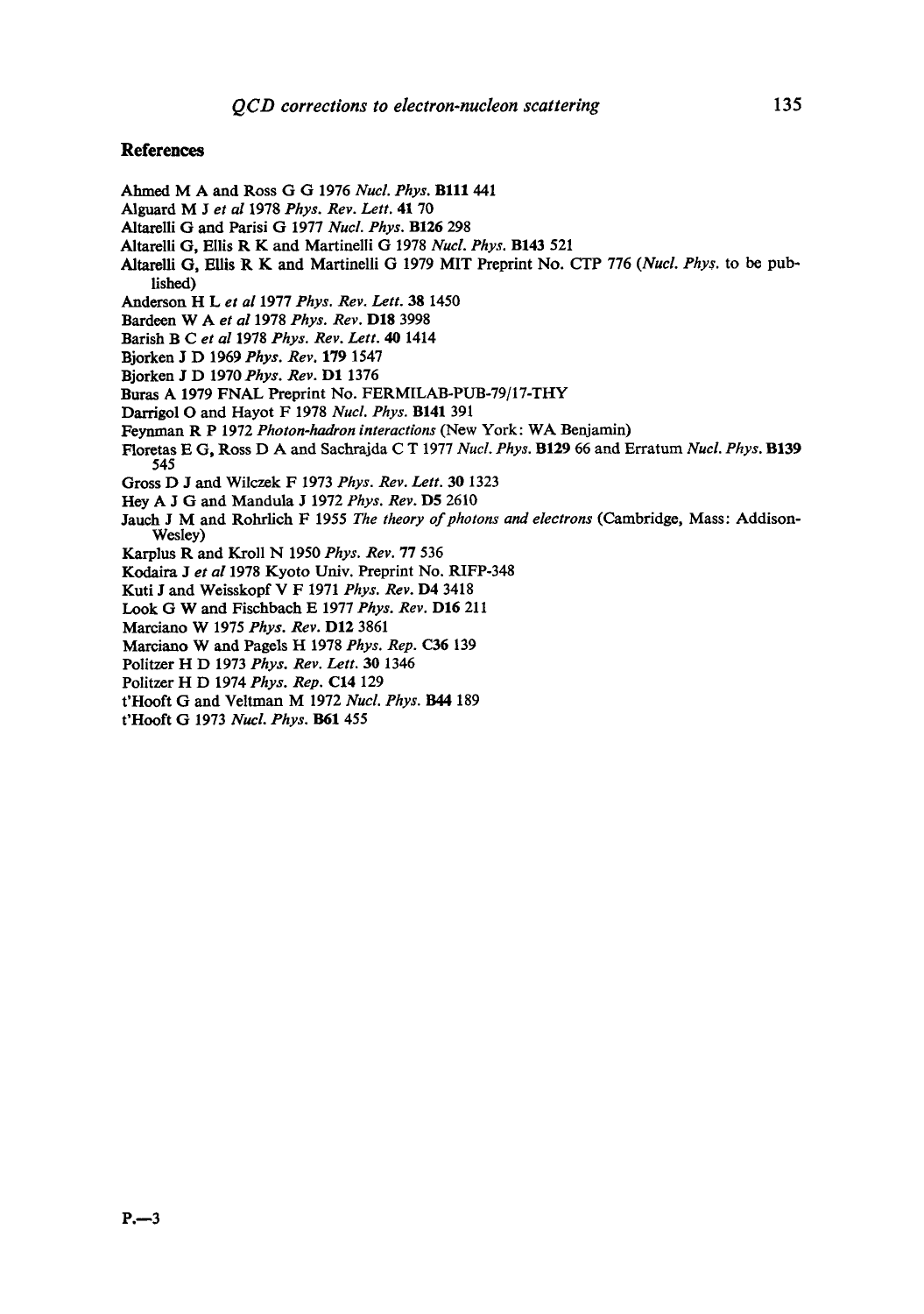## References

Ahmed M A and Ross G G 1976 *Nucl. Phys.* **B111** 441

Alguard M J *et al* 1978 *Phys. Rev. Lett.* **41** 70

Altarelli G and Parisi G 1977 *Nucl. Phys.* **B126** 298

Altarelli G, Ellis R K and Martinelli G 1978 *Nucl. Phys.* **B143** 521

Altarelli G, Ellis R K and Martinelli G 1979 MIT Preprint No. CTP 776 (*Nucl. Phys.* to be published)

Anderson H L *et al* 1977 *Phys. Rev. Lett.* **38** 1450

Bardeen W A *et al* 1978 *Phys. Rev.* **D18** 3998

Barish B C *et al* 1978 *Phys. Rev. Lett.* **40** 1414

Bjorken J D 1969 *Phys. Rev.* **179** 1547

Bjorken J D 1970 *Phys. Rev.* **D1** 1376

Buras A 1979 FNAL Preprint No. FERMILAB-PUB-79/17-THY

Darrigol O and Hayot F 1978 *Nucl. Phys.* **B141** 391

Feynman R P 1972 *Photon-hadron interactions* (New York: WA Benjamin)

Floretas E G, Ross D A and Sachrajda C T 1977 *Nucl. Phys.* **B129** 66 and Erratum *Nucl. Phys.* **B139** 545

Gross D J and Wilczek F 1973 *Phys. Rev. Lett.* **30** 1323

Hey A J G and Mandula J 1972 *Phys. Rev.* **D5** 2610

Jauch J M and Rohrlich F 1955 *The theory of photons and electrons* (Cambridge, Mass: Addison-Wesley)

Karplus R and Kroll N 1950 *Phys. Rev.* **77** 536

Kodaira J *et al* 1978 Kyoto Univ. Preprint No. RIFP-348

Kuti J and Weisskopf V F 1971 *Phys. Rev.* **D4** 3418

Look G W and Fischbach E 1977 *Phys. Rev.* **D16** 211

Marciano W 1975 *Phys. Rev.* **D12** 3861

Marciano W and Pagels H 1978 *Phys. Rep.* **C36** 139

Politzer H D 1973 *Phys. Rev. Lett.* **30** 1346

Politzer H D 1974 *Phys. Rep.* **C14** 129

t'Hooft G and Veltman M 1972 *Nucl. Phys.* **B44** 189

t'Hooft G 1973 *Nucl. Phys.* **B61** 455

P.—3